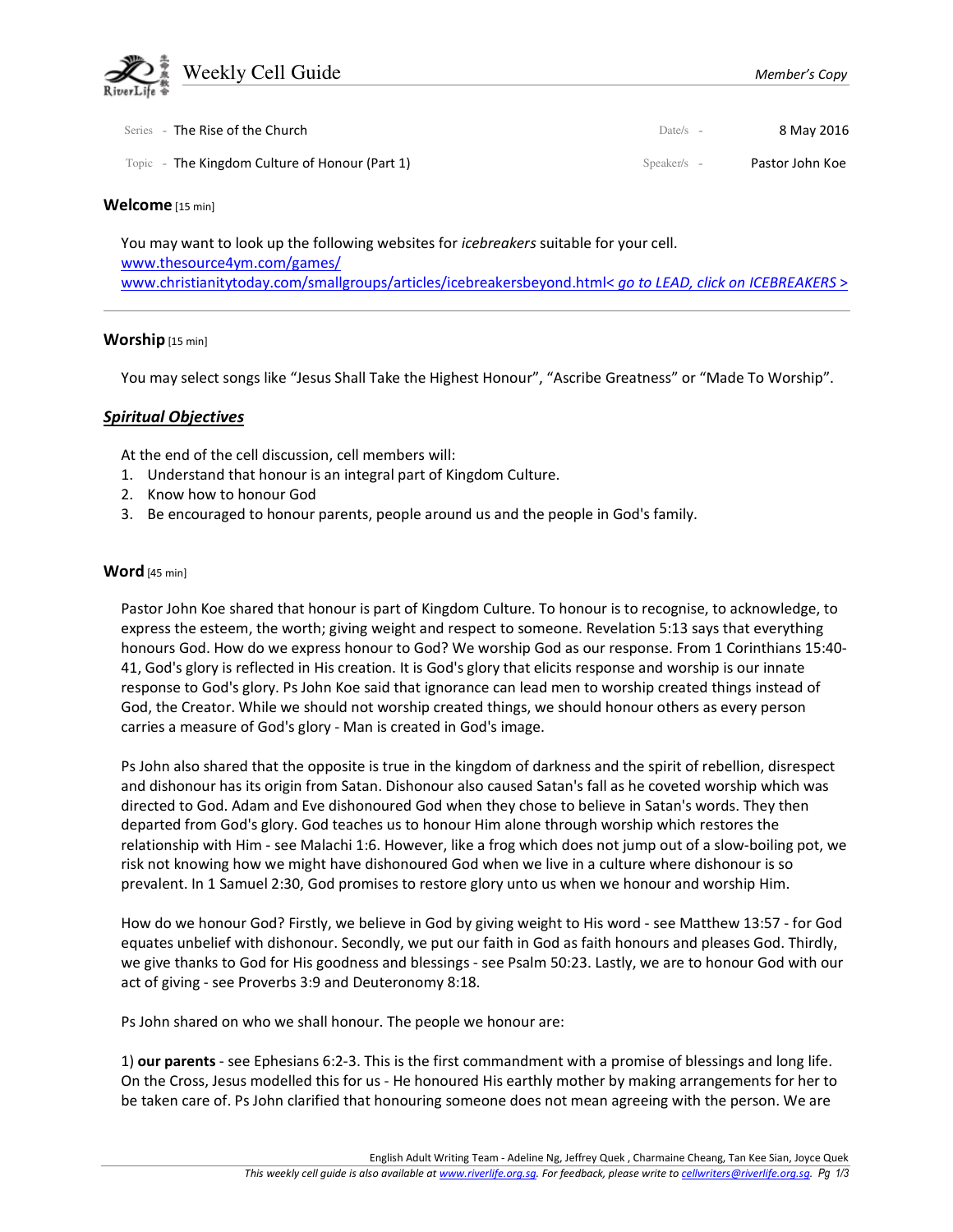# Weekly Cell Guide

*Member's Copy*

| | | | |
|---|---|---|---|
| Series - | The Rise of the Church | Date/s - | 8 May 2016 |
| Topic - | The Kingdom Culture of Honour (Part 1) | Speaker/s - | Pastor John Koe |

## Welcome [15 min]

You may want to look up the following websites for *icebreakers* suitable for your cell.
www.thesource4ym.com/games/
www.christianitytoday.com/smallgroups/articles/icebreakersbeyond.html< *go to LEAD, click on ICEBREAKERS* >

---

## Worship [15 min]

You may select songs like "Jesus Shall Take the Highest Honour", "Ascribe Greatness" or "Made To Worship".

## ***Spiritual Objectives***

At the end of the cell discussion, cell members will:

1. Understand that honour is an integral part of Kingdom Culture.
2. Know how to honour God
3. Be encouraged to honour parents, people around us and the people in God's family.

## Word [45 min]

Pastor John Koe shared that honour is part of Kingdom Culture. To honour is to recognise, to acknowledge, to express the esteem, the worth; giving weight and respect to someone. Revelation 5:13 says that everything honours God. How do we express honour to God? We worship God as our response. From 1 Corinthians 15:40-41, God's glory is reflected in His creation. It is God's glory that elicits response and worship is our innate response to God's glory. Ps John Koe said that ignorance can lead men to worship created things instead of God, the Creator. While we should not worship created things, we should honour others as every person carries a measure of God's glory - Man is created in God's image.

Ps John also shared that the opposite is true in the kingdom of darkness and the spirit of rebellion, disrespect and dishonour has its origin from Satan. Dishonour also caused Satan's fall as he coveted worship which was directed to God. Adam and Eve dishonoured God when they chose to believe in Satan's words. They then departed from God's glory. God teaches us to honour Him alone through worship which restores the relationship with Him - see Malachi 1:6. However, like a frog which does not jump out of a slow-boiling pot, we risk not knowing how we might have dishonoured God when we live in a culture where dishonour is so prevalent. In 1 Samuel 2:30, God promises to restore glory unto us when we honour and worship Him.

How do we honour God? Firstly, we believe in God by giving weight to His word - see Matthew 13:57 - for God equates unbelief with dishonour. Secondly, we put our faith in God as faith honours and pleases God. Thirdly, we give thanks to God for His goodness and blessings - see Psalm 50:23. Lastly, we are to honour God with our act of giving - see Proverbs 3:9 and Deuteronomy 8:18.

Ps John shared on who we shall honour. The people we honour are:

1) **our parents** - see Ephesians 6:2-3. This is the first commandment with a promise of blessings and long life. On the Cross, Jesus modelled this for us - He honoured His earthly mother by making arrangements for her to be taken care of. Ps John clarified that honouring someone does not mean agreeing with the person. We are

English Adult Writing Team - Adeline Ng, Jeffrey Quek , Charmaine Cheang, Tan Kee Sian, Joyce Quek
*This weekly cell guide is also available at www.riverlife.org.sg. For feedback, please write to cellwriters@riverlife.org.sg.*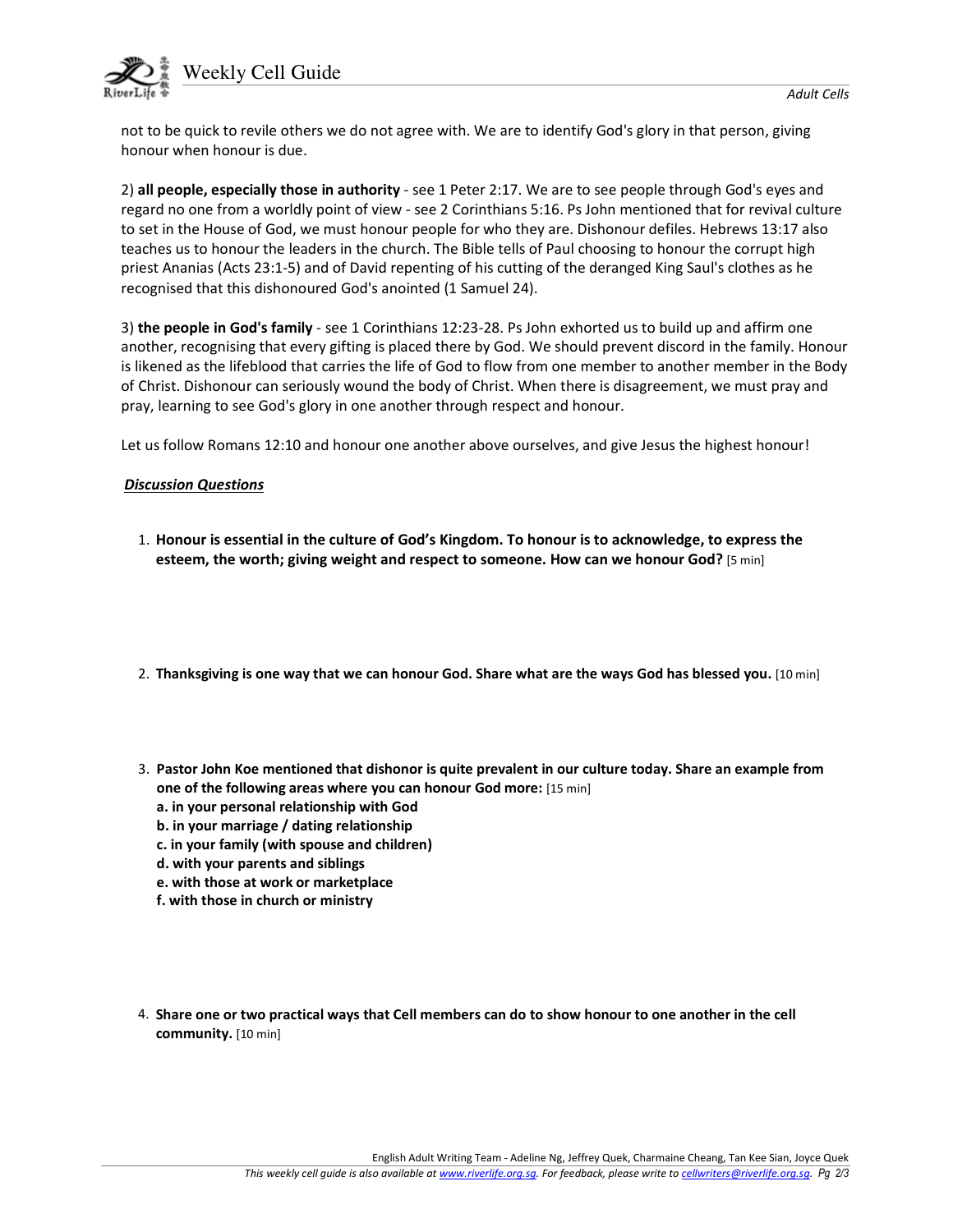not to be quick to revile others we do not agree with. We are to identify God's glory in that person, giving honour when honour is due.

2) **all people, especially those in authority** - see 1 Peter 2:17. We are to see people through God's eyes and regard no one from a worldly point of view - see 2 Corinthians 5:16. Ps John mentioned that for revival culture to set in the House of God, we must honour people for who they are. Dishonour defiles. Hebrews 13:17 also teaches us to honour the leaders in the church. The Bible tells of Paul choosing to honour the corrupt high priest Ananias (Acts 23:1-5) and of David repenting of his cutting of the deranged King Saul's clothes as he recognised that this dishonoured God's anointed (1 Samuel 24).

3) **the people in God's family** - see 1 Corinthians 12:23-28. Ps John exhorted us to build up and affirm one another, recognising that every gifting is placed there by God. We should prevent discord in the family. Honour is likened as the lifeblood that carries the life of God to flow from one member to another member in the Body of Christ. Dishonour can seriously wound the body of Christ. When there is disagreement, we must pray and pray, learning to see God's glory in one another through respect and honour.

Let us follow Romans 12:10 and honour one another above ourselves, and give Jesus the highest honour!

***Discussion Questions***

1. **Honour is essential in the culture of God's Kingdom. To honour is to acknowledge, to express the esteem, the worth; giving weight and respect to someone. How can we honour God?** [5 min]

2. **Thanksgiving is one way that we can honour God. Share what are the ways God has blessed you.** [10 min]

3. **Pastor John Koe mentioned that dishonor is quite prevalent in our culture today. Share an example from one of the following areas where you can honour God more:** [15 min]
   **a. in your personal relationship with God**
   **b. in your marriage / dating relationship**
   **c. in your family (with spouse and children)**
   **d. with your parents and siblings**
   **e. with those at work or marketplace**
   **f. with those in church or ministry**

4. **Share one or two practical ways that Cell members can do to show honour to one another in the cell community.** [10 min]

English Adult Writing Team - Adeline Ng, Jeffrey Quek, Charmaine Cheang, Tan Kee Sian, Joyce Quek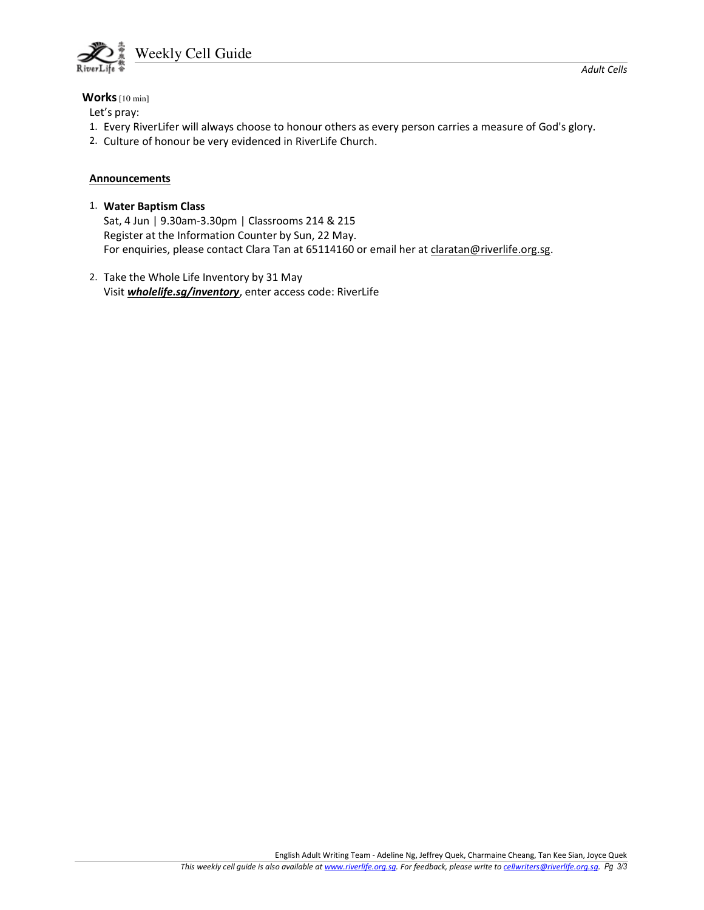**Works** [10 min]

Let's pray:

1. Every RiverLifer will always choose to honour others as every person carries a measure of God's glory.
2. Culture of honour be very evidenced in RiverLife Church.

**Announcements**

1. **Water Baptism Class**
   Sat, 4 Jun | 9.30am-3.30pm | Classrooms 214 & 215
   Register at the Information Counter by Sun, 22 May.
   For enquiries, please contact Clara Tan at 65114160 or email her at claratan@riverlife.org.sg.

2. Take the Whole Life Inventory by 31 May
   Visit ***wholelife.sg/inventory***, enter access code: RiverLife

English Adult Writing Team - Adeline Ng, Jeffrey Quek, Charmaine Cheang, Tan Kee Sian, Joyce Quek

*This weekly cell guide is also available at www.riverlife.org.sg. For feedback, please write to cellwriters@riverlife.org.sg.*